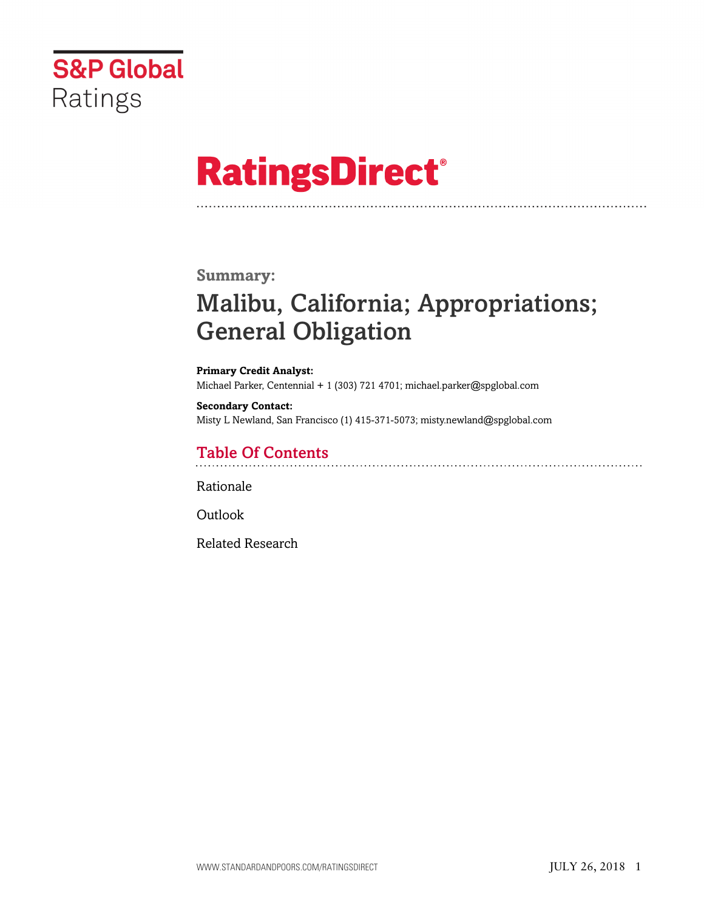S&P Global Ratings

# RatingsDirect®

**Summary:**

## Malibu, California; Appropriations; General Obligation

**Primary Credit Analyst:**
Michael Parker, Centennial + 1 (303) 721 4701; michael.parker@spglobal.com

**Secondary Contact:**
Misty L Newland, San Francisco (1) 415-371-5073; misty.newland@spglobal.com

### Table Of Contents

Rationale

Outlook

Related Research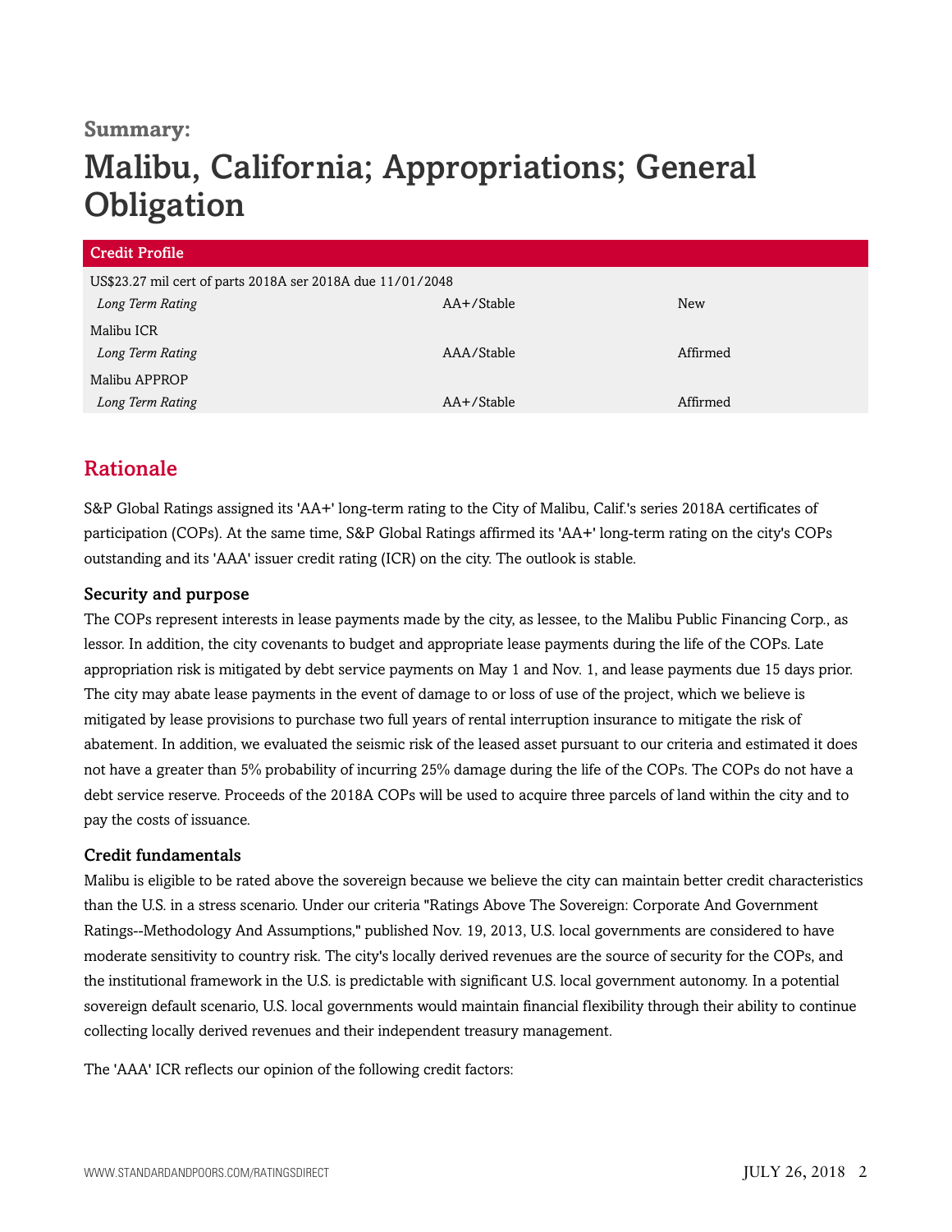**Summary:**

# Malibu, California; Appropriations; General Obligation

| Credit Profile | | |
|---|---|---|
| US$23.27 mil cert of parts 2018A ser 2018A due 11/01/2048 | | |
| *Long Term Rating* | AA+/Stable | New |
| Malibu ICR | | |
| *Long Term Rating* | AAA/Stable | Affirmed |
| Malibu APPROP | | |
| *Long Term Rating* | AA+/Stable | Affirmed |

## Rationale

S&P Global Ratings assigned its 'AA+' long-term rating to the City of Malibu, Calif.'s series 2018A certificates of participation (COPs). At the same time, S&P Global Ratings affirmed its 'AA+' long-term rating on the city's COPs outstanding and its 'AAA' issuer credit rating (ICR) on the city. The outlook is stable.

### Security and purpose

The COPs represent interests in lease payments made by the city, as lessee, to the Malibu Public Financing Corp., as lessor. In addition, the city covenants to budget and appropriate lease payments during the life of the COPs. Late appropriation risk is mitigated by debt service payments on May 1 and Nov. 1, and lease payments due 15 days prior. The city may abate lease payments in the event of damage to or loss of use of the project, which we believe is mitigated by lease provisions to purchase two full years of rental interruption insurance to mitigate the risk of abatement. In addition, we evaluated the seismic risk of the leased asset pursuant to our criteria and estimated it does not have a greater than 5% probability of incurring 25% damage during the life of the COPs. The COPs do not have a debt service reserve. Proceeds of the 2018A COPs will be used to acquire three parcels of land within the city and to pay the costs of issuance.

### Credit fundamentals

Malibu is eligible to be rated above the sovereign because we believe the city can maintain better credit characteristics than the U.S. in a stress scenario. Under our criteria "Ratings Above The Sovereign: Corporate And Government Ratings--Methodology And Assumptions," published Nov. 19, 2013, U.S. local governments are considered to have moderate sensitivity to country risk. The city's locally derived revenues are the source of security for the COPs, and the institutional framework in the U.S. is predictable with significant U.S. local government autonomy. In a potential sovereign default scenario, U.S. local governments would maintain financial flexibility through their ability to continue collecting locally derived revenues and their independent treasury management.

The 'AAA' ICR reflects our opinion of the following credit factors: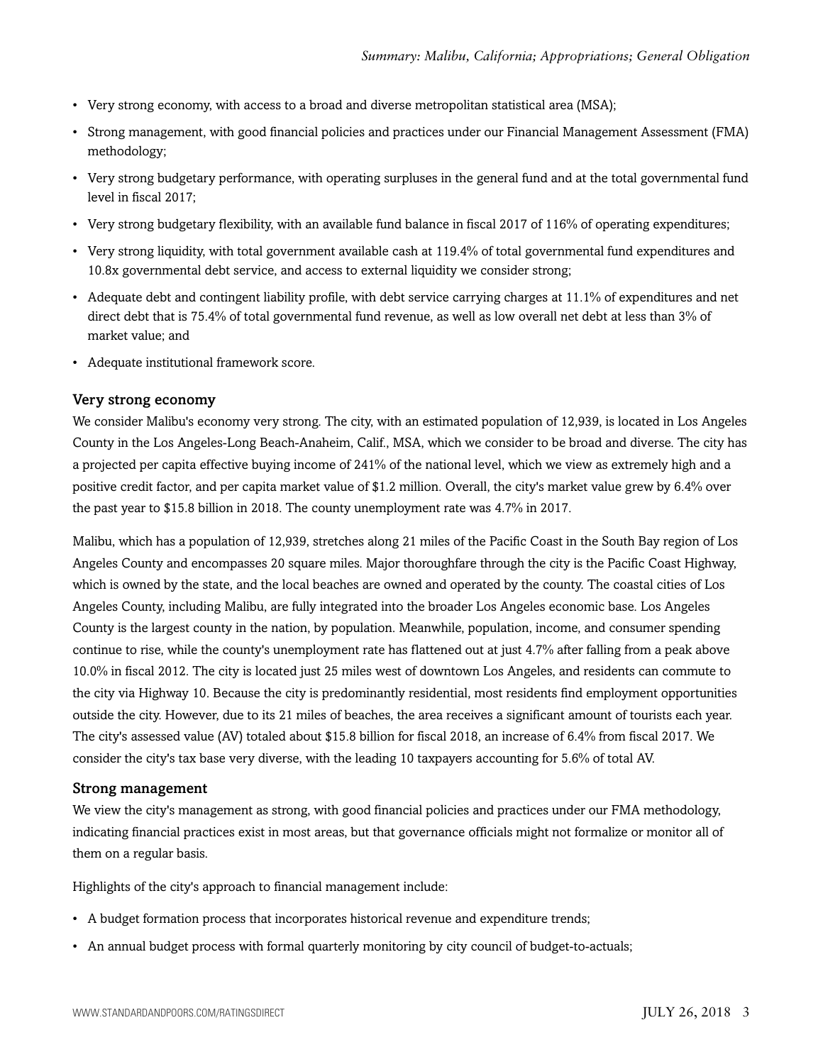- Very strong economy, with access to a broad and diverse metropolitan statistical area (MSA);
- Strong management, with good financial policies and practices under our Financial Management Assessment (FMA) methodology;
- Very strong budgetary performance, with operating surpluses in the general fund and at the total governmental fund level in fiscal 2017;
- Very strong budgetary flexibility, with an available fund balance in fiscal 2017 of 116% of operating expenditures;
- Very strong liquidity, with total government available cash at 119.4% of total governmental fund expenditures and 10.8x governmental debt service, and access to external liquidity we consider strong;
- Adequate debt and contingent liability profile, with debt service carrying charges at 11.1% of expenditures and net direct debt that is 75.4% of total governmental fund revenue, as well as low overall net debt at less than 3% of market value; and
- Adequate institutional framework score.

### Very strong economy

We consider Malibu's economy very strong. The city, with an estimated population of 12,939, is located in Los Angeles County in the Los Angeles-Long Beach-Anaheim, Calif., MSA, which we consider to be broad and diverse. The city has a projected per capita effective buying income of 241% of the national level, which we view as extremely high and a positive credit factor, and per capita market value of $1.2 million. Overall, the city's market value grew by 6.4% over the past year to $15.8 billion in 2018. The county unemployment rate was 4.7% in 2017.

Malibu, which has a population of 12,939, stretches along 21 miles of the Pacific Coast in the South Bay region of Los Angeles County and encompasses 20 square miles. Major thoroughfare through the city is the Pacific Coast Highway, which is owned by the state, and the local beaches are owned and operated by the county. The coastal cities of Los Angeles County, including Malibu, are fully integrated into the broader Los Angeles economic base. Los Angeles County is the largest county in the nation, by population. Meanwhile, population, income, and consumer spending continue to rise, while the county's unemployment rate has flattened out at just 4.7% after falling from a peak above 10.0% in fiscal 2012. The city is located just 25 miles west of downtown Los Angeles, and residents can commute to the city via Highway 10. Because the city is predominantly residential, most residents find employment opportunities outside the city. However, due to its 21 miles of beaches, the area receives a significant amount of tourists each year. The city's assessed value (AV) totaled about $15.8 billion for fiscal 2018, an increase of 6.4% from fiscal 2017. We consider the city's tax base very diverse, with the leading 10 taxpayers accounting for 5.6% of total AV.

### Strong management

We view the city's management as strong, with good financial policies and practices under our FMA methodology, indicating financial practices exist in most areas, but that governance officials might not formalize or monitor all of them on a regular basis.

Highlights of the city's approach to financial management include:

- A budget formation process that incorporates historical revenue and expenditure trends;
- An annual budget process with formal quarterly monitoring by city council of budget-to-actuals;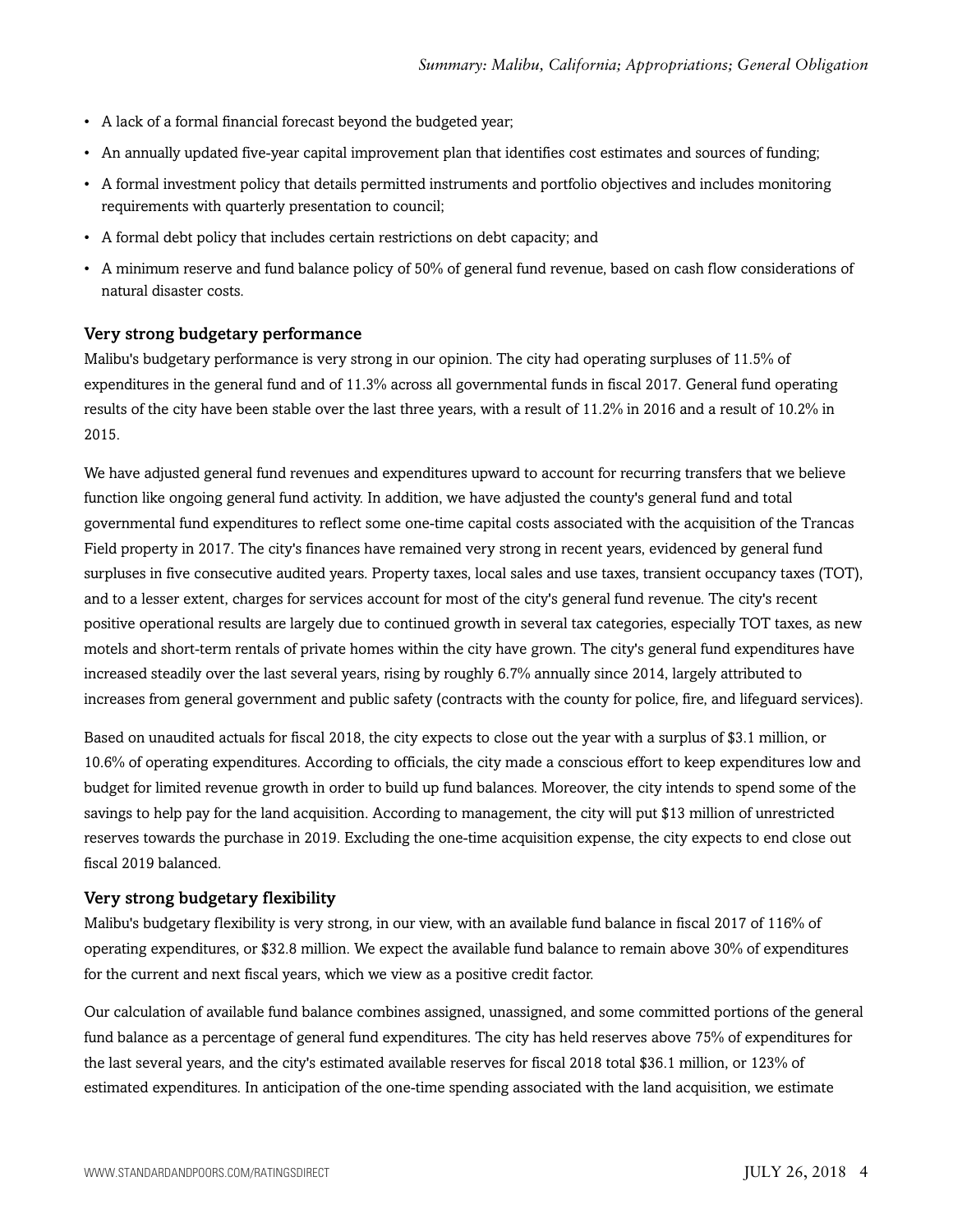- A lack of a formal financial forecast beyond the budgeted year;
- An annually updated five-year capital improvement plan that identifies cost estimates and sources of funding;
- A formal investment policy that details permitted instruments and portfolio objectives and includes monitoring requirements with quarterly presentation to council;
- A formal debt policy that includes certain restrictions on debt capacity; and
- A minimum reserve and fund balance policy of 50% of general fund revenue, based on cash flow considerations of natural disaster costs.

### Very strong budgetary performance

Malibu's budgetary performance is very strong in our opinion. The city had operating surpluses of 11.5% of expenditures in the general fund and of 11.3% across all governmental funds in fiscal 2017. General fund operating results of the city have been stable over the last three years, with a result of 11.2% in 2016 and a result of 10.2% in 2015.

We have adjusted general fund revenues and expenditures upward to account for recurring transfers that we believe function like ongoing general fund activity. In addition, we have adjusted the county's general fund and total governmental fund expenditures to reflect some one-time capital costs associated with the acquisition of the Trancas Field property in 2017. The city's finances have remained very strong in recent years, evidenced by general fund surpluses in five consecutive audited years. Property taxes, local sales and use taxes, transient occupancy taxes (TOT), and to a lesser extent, charges for services account for most of the city's general fund revenue. The city's recent positive operational results are largely due to continued growth in several tax categories, especially TOT taxes, as new motels and short-term rentals of private homes within the city have grown. The city's general fund expenditures have increased steadily over the last several years, rising by roughly 6.7% annually since 2014, largely attributed to increases from general government and public safety (contracts with the county for police, fire, and lifeguard services).

Based on unaudited actuals for fiscal 2018, the city expects to close out the year with a surplus of $3.1 million, or 10.6% of operating expenditures. According to officials, the city made a conscious effort to keep expenditures low and budget for limited revenue growth in order to build up fund balances. Moreover, the city intends to spend some of the savings to help pay for the land acquisition. According to management, the city will put $13 million of unrestricted reserves towards the purchase in 2019. Excluding the one-time acquisition expense, the city expects to end close out fiscal 2019 balanced.

### Very strong budgetary flexibility

Malibu's budgetary flexibility is very strong, in our view, with an available fund balance in fiscal 2017 of 116% of operating expenditures, or $32.8 million. We expect the available fund balance to remain above 30% of expenditures for the current and next fiscal years, which we view as a positive credit factor.

Our calculation of available fund balance combines assigned, unassigned, and some committed portions of the general fund balance as a percentage of general fund expenditures. The city has held reserves above 75% of expenditures for the last several years, and the city's estimated available reserves for fiscal 2018 total $36.1 million, or 123% of estimated expenditures. In anticipation of the one-time spending associated with the land acquisition, we estimate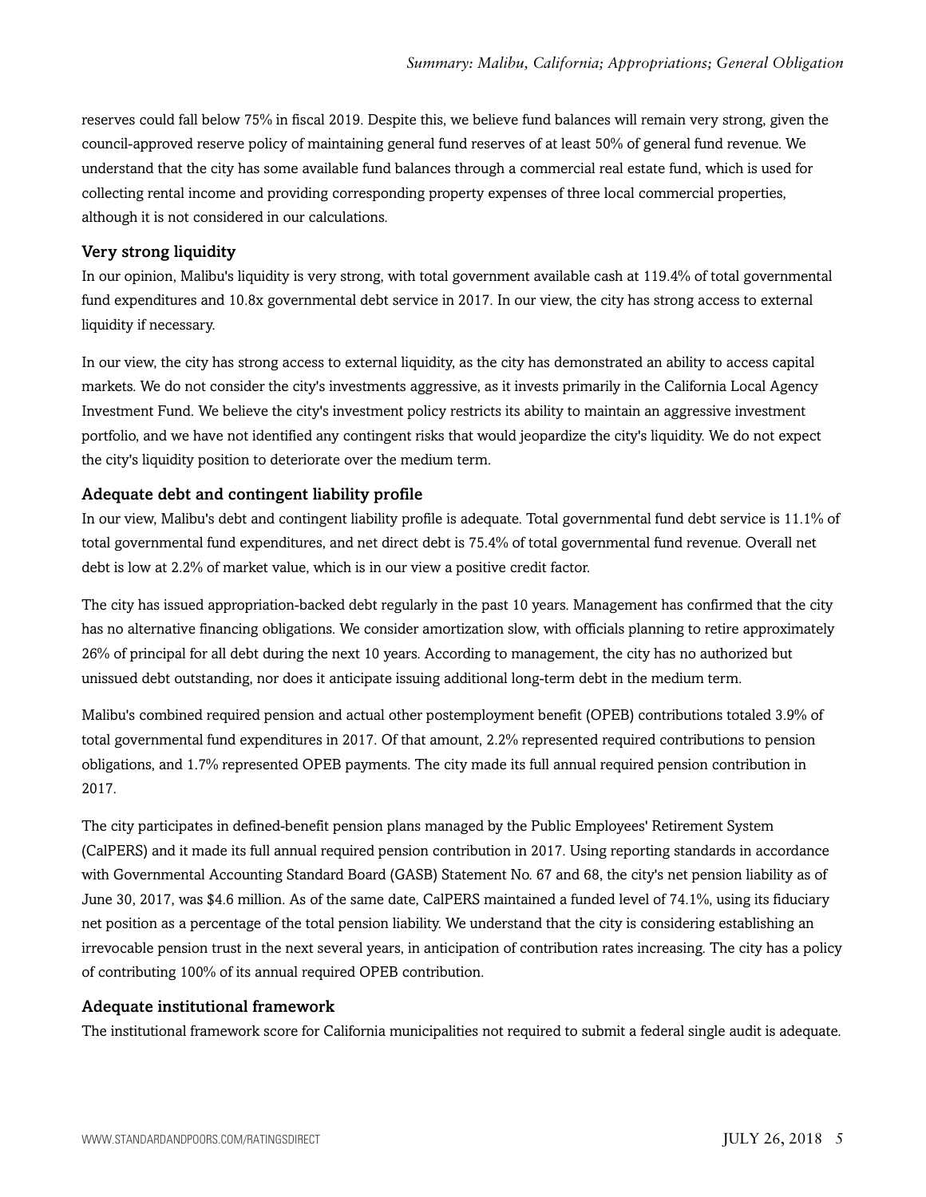reserves could fall below 75% in fiscal 2019. Despite this, we believe fund balances will remain very strong, given the council-approved reserve policy of maintaining general fund reserves of at least 50% of general fund revenue. We understand that the city has some available fund balances through a commercial real estate fund, which is used for collecting rental income and providing corresponding property expenses of three local commercial properties, although it is not considered in our calculations.

### Very strong liquidity

In our opinion, Malibu's liquidity is very strong, with total government available cash at 119.4% of total governmental fund expenditures and 10.8x governmental debt service in 2017. In our view, the city has strong access to external liquidity if necessary.

In our view, the city has strong access to external liquidity, as the city has demonstrated an ability to access capital markets. We do not consider the city's investments aggressive, as it invests primarily in the California Local Agency Investment Fund. We believe the city's investment policy restricts its ability to maintain an aggressive investment portfolio, and we have not identified any contingent risks that would jeopardize the city's liquidity. We do not expect the city's liquidity position to deteriorate over the medium term.

### Adequate debt and contingent liability profile

In our view, Malibu's debt and contingent liability profile is adequate. Total governmental fund debt service is 11.1% of total governmental fund expenditures, and net direct debt is 75.4% of total governmental fund revenue. Overall net debt is low at 2.2% of market value, which is in our view a positive credit factor.

The city has issued appropriation-backed debt regularly in the past 10 years. Management has confirmed that the city has no alternative financing obligations. We consider amortization slow, with officials planning to retire approximately 26% of principal for all debt during the next 10 years. According to management, the city has no authorized but unissued debt outstanding, nor does it anticipate issuing additional long-term debt in the medium term.

Malibu's combined required pension and actual other postemployment benefit (OPEB) contributions totaled 3.9% of total governmental fund expenditures in 2017. Of that amount, 2.2% represented required contributions to pension obligations, and 1.7% represented OPEB payments. The city made its full annual required pension contribution in 2017.

The city participates in defined-benefit pension plans managed by the Public Employees' Retirement System (CalPERS) and it made its full annual required pension contribution in 2017. Using reporting standards in accordance with Governmental Accounting Standard Board (GASB) Statement No. 67 and 68, the city's net pension liability as of June 30, 2017, was $4.6 million. As of the same date, CalPERS maintained a funded level of 74.1%, using its fiduciary net position as a percentage of the total pension liability. We understand that the city is considering establishing an irrevocable pension trust in the next several years, in anticipation of contribution rates increasing. The city has a policy of contributing 100% of its annual required OPEB contribution.

### Adequate institutional framework

The institutional framework score for California municipalities not required to submit a federal single audit is adequate.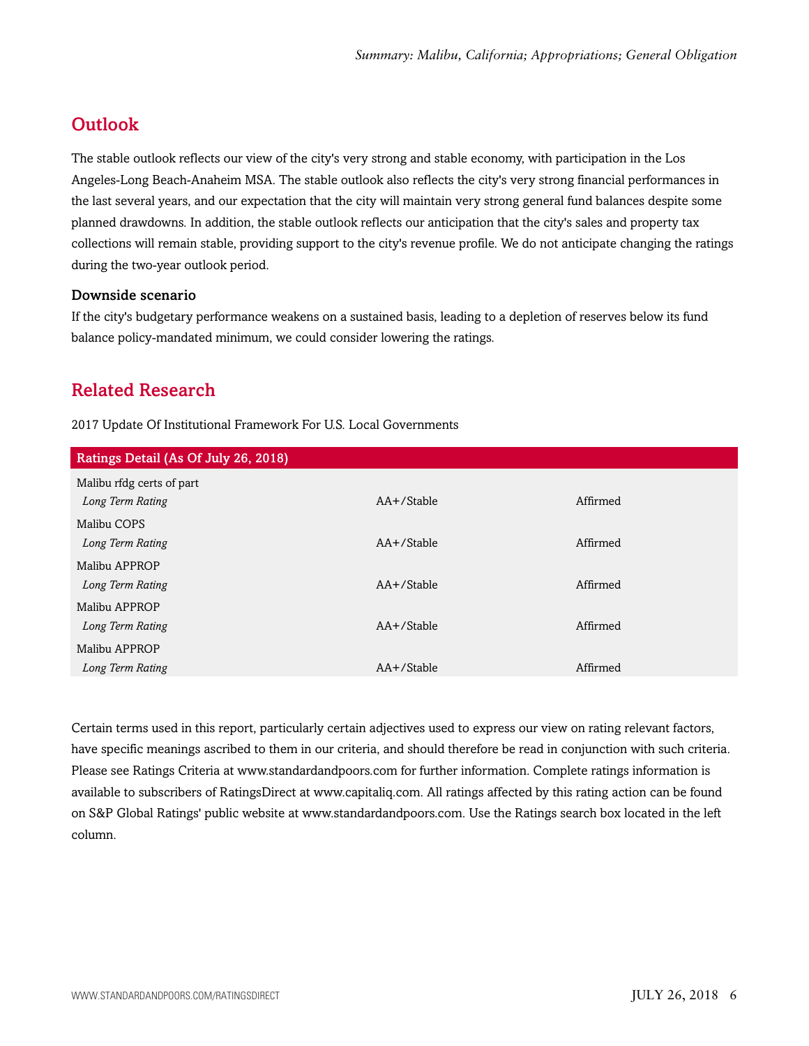## Outlook

The stable outlook reflects our view of the city's very strong and stable economy, with participation in the Los Angeles-Long Beach-Anaheim MSA. The stable outlook also reflects the city's very strong financial performances in the last several years, and our expectation that the city will maintain very strong general fund balances despite some planned drawdowns. In addition, the stable outlook reflects our anticipation that the city's sales and property tax collections will remain stable, providing support to the city's revenue profile. We do not anticipate changing the ratings during the two-year outlook period.

### Downside scenario

If the city's budgetary performance weakens on a sustained basis, leading to a depletion of reserves below its fund balance policy-mandated minimum, we could consider lowering the ratings.

## Related Research

2017 Update Of Institutional Framework For U.S. Local Governments

| Ratings Detail (As Of July 26, 2018) | | |
|---|---|---|
| Malibu rfdg certs of part | | |
| *Long Term Rating* | AA+/Stable | Affirmed |
| Malibu COPS | | |
| *Long Term Rating* | AA+/Stable | Affirmed |
| Malibu APPROP | | |
| *Long Term Rating* | AA+/Stable | Affirmed |
| Malibu APPROP | | |
| *Long Term Rating* | AA+/Stable | Affirmed |
| Malibu APPROP | | |
| *Long Term Rating* | AA+/Stable | Affirmed |

Certain terms used in this report, particularly certain adjectives used to express our view on rating relevant factors, have specific meanings ascribed to them in our criteria, and should therefore be read in conjunction with such criteria. Please see Ratings Criteria at www.standardandpoors.com for further information. Complete ratings information is available to subscribers of RatingsDirect at www.capitaliq.com. All ratings affected by this rating action can be found on S&P Global Ratings' public website at www.standardandpoors.com. Use the Ratings search box located in the left column.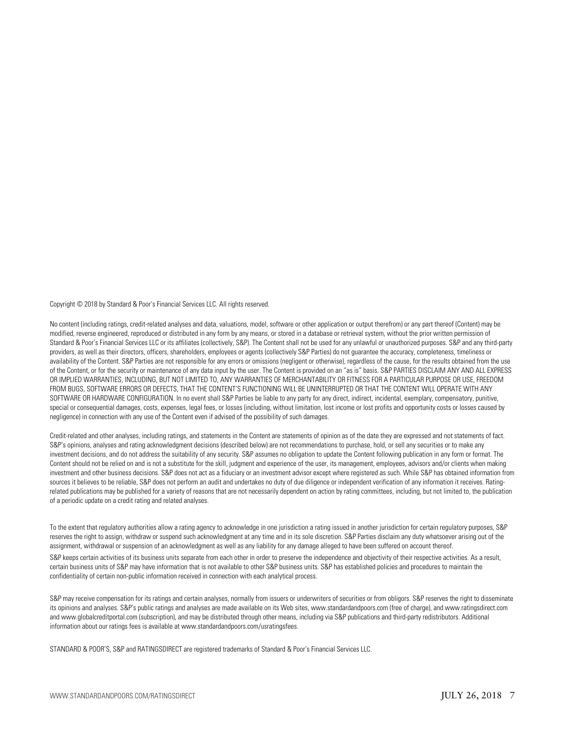Copyright © 2018 by Standard & Poor's Financial Services LLC. All rights reserved.

No content (including ratings, credit-related analyses and data, valuations, model, software or other application or output therefrom) or any part thereof (Content) may be modified, reverse engineered, reproduced or distributed in any form by any means, or stored in a database or retrieval system, without the prior written permission of Standard & Poor's Financial Services LLC or its affiliates (collectively, S&P). The Content shall not be used for any unlawful or unauthorized purposes. S&P and any third-party providers, as well as their directors, officers, shareholders, employees or agents (collectively S&P Parties) do not guarantee the accuracy, completeness, timeliness or availability of the Content. S&P Parties are not responsible for any errors or omissions (negligent or otherwise), regardless of the cause, for the results obtained from the use of the Content, or for the security or maintenance of any data input by the user. The Content is provided on an "as is" basis. S&P PARTIES DISCLAIM ANY AND ALL EXPRESS OR IMPLIED WARRANTIES, INCLUDING, BUT NOT LIMITED TO, ANY WARRANTIES OF MERCHANTABILITY OR FITNESS FOR A PARTICULAR PURPOSE OR USE, FREEDOM FROM BUGS, SOFTWARE ERRORS OR DEFECTS, THAT THE CONTENT'S FUNCTIONING WILL BE UNINTERRUPTED OR THAT THE CONTENT WILL OPERATE WITH ANY SOFTWARE OR HARDWARE CONFIGURATION. In no event shall S&P Parties be liable to any party for any direct, indirect, incidental, exemplary, compensatory, punitive, special or consequential damages, costs, expenses, legal fees, or losses (including, without limitation, lost income or lost profits and opportunity costs or losses caused by negligence) in connection with any use of the Content even if advised of the possibility of such damages.

Credit-related and other analyses, including ratings, and statements in the Content are statements of opinion as of the date they are expressed and not statements of fact. S&P's opinions, analyses and rating acknowledgment decisions (described below) are not recommendations to purchase, hold, or sell any securities or to make any investment decisions, and do not address the suitability of any security. S&P assumes no obligation to update the Content following publication in any form or format. The Content should not be relied on and is not a substitute for the skill, judgment and experience of the user, its management, employees, advisors and/or clients when making investment and other business decisions. S&P does not act as a fiduciary or an investment advisor except where registered as such. While S&P has obtained information from sources it believes to be reliable, S&P does not perform an audit and undertakes no duty of due diligence or independent verification of any information it receives. Rating-related publications may be published for a variety of reasons that are not necessarily dependent on action by rating committees, including, but not limited to, the publication of a periodic update on a credit rating and related analyses.

To the extent that regulatory authorities allow a rating agency to acknowledge in one jurisdiction a rating issued in another jurisdiction for certain regulatory purposes, S&P reserves the right to assign, withdraw or suspend such acknowledgment at any time and in its sole discretion. S&P Parties disclaim any duty whatsoever arising out of the assignment, withdrawal or suspension of an acknowledgment as well as any liability for any damage alleged to have been suffered on account thereof.

S&P keeps certain activities of its business units separate from each other in order to preserve the independence and objectivity of their respective activities. As a result, certain business units of S&P may have information that is not available to other S&P business units. S&P has established policies and procedures to maintain the confidentiality of certain non-public information received in connection with each analytical process.

S&P may receive compensation for its ratings and certain analyses, normally from issuers or underwriters of securities or from obligors. S&P reserves the right to disseminate its opinions and analyses. S&P's public ratings and analyses are made available on its Web sites, www.standardandpoors.com (free of charge), and www.ratingsdirect.com and www.globalcreditportal.com (subscription), and may be distributed through other means, including via S&P publications and third-party redistributors. Additional information about our ratings fees is available at www.standardandpoors.com/usratingsfees.

STANDARD & POOR'S, S&P and RATINGSDIRECT are registered trademarks of Standard & Poor's Financial Services LLC.